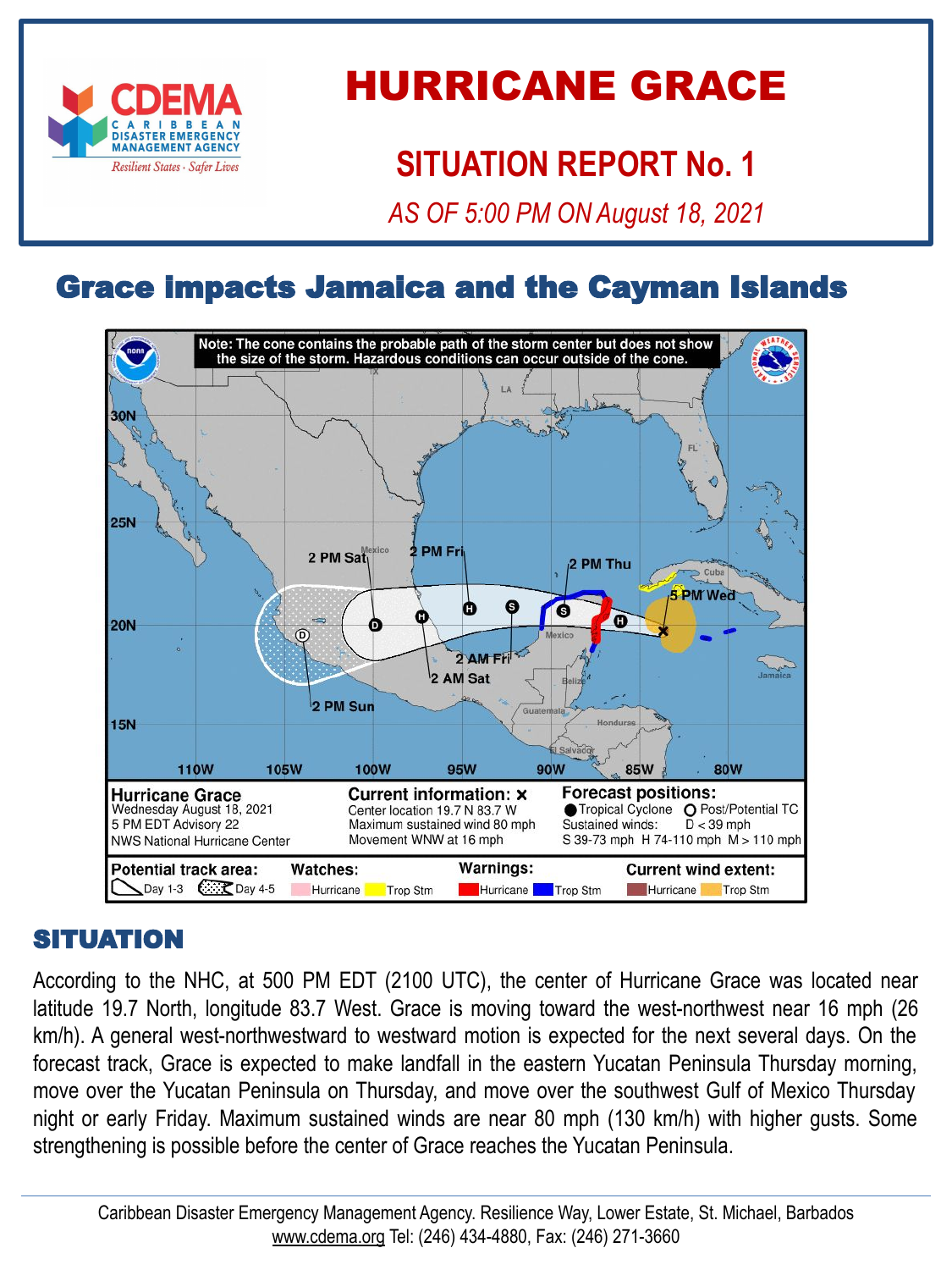# HURRICANE GRACE

## SITUATION REPORT No. 1

*AS OF 5:00 PM ON August 18, 2021*

## Grace impacts Jamaica and the Cayman Islands

## SITUATION

According to the NHC, at 500 PM EDT (2100 UTC), the center of Hurricane Grace was located near latitude 19.7 North, longitude 83.7 West. Grace is moving toward the west-northwest near 16 mph (26 km/h). A general west-northwestward to westward motion is expected for the next several days. On the forecast track, Grace is expected to make landfall in the eastern Yucatan Peninsula Thursday morning, move over the Yucatan Peninsula on Thursday, and move over the southwest Gulf of Mexico Thursday night or early Friday. Maximum sustained winds are near 80 mph (130 km/h) with higher gusts. Some strengthening is possible before the center of Grace reaches the Yucatan Peninsula.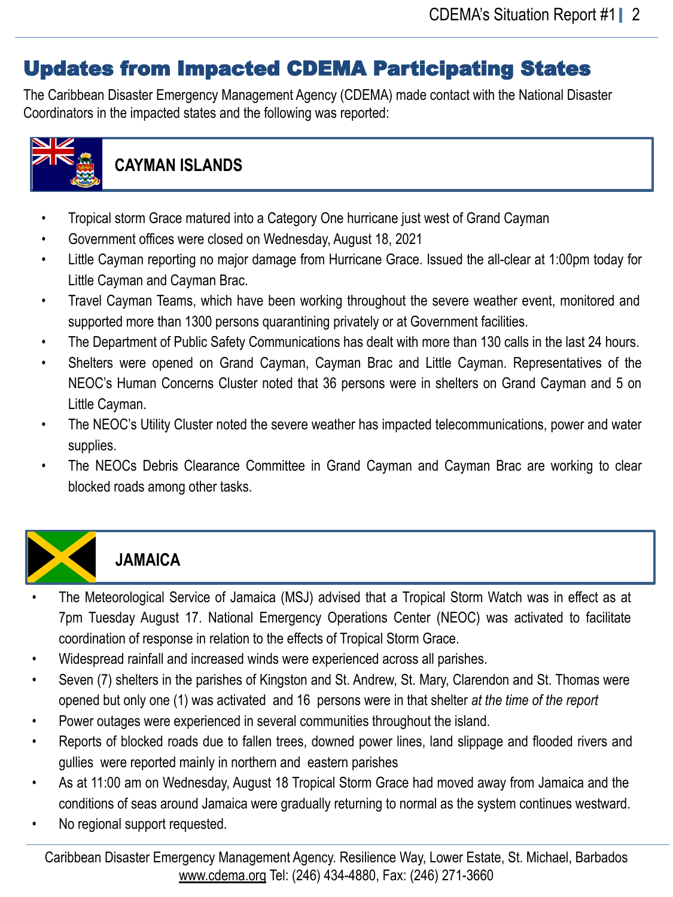# Updates from Impacted CDEMA Participating States

The Caribbean Disaster Emergency Management Agency (CDEMA) made contact with the National Disaster Coordinators in the impacted states and the following was reported:

## CAYMAN ISLANDS

- Tropical storm Grace matured into a Category One hurricane just west of Grand Cayman
- Government offices were closed on Wednesday, August 18, 2021
- Little Cayman reporting no major damage from Hurricane Grace. Issued the all-clear at 1:00pm today for Little Cayman and Cayman Brac.
- Travel Cayman Teams, which have been working throughout the severe weather event, monitored and supported more than 1300 persons quarantining privately or at Government facilities.
- The Department of Public Safety Communications has dealt with more than 130 calls in the last 24 hours.
- Shelters were opened on Grand Cayman, Cayman Brac and Little Cayman. Representatives of the NEOC's Human Concerns Cluster noted that 36 persons were in shelters on Grand Cayman and 5 on Little Cayman.
- The NEOC's Utility Cluster noted the severe weather has impacted telecommunications, power and water supplies.
- The NEOCs Debris Clearance Committee in Grand Cayman and Cayman Brac are working to clear blocked roads among other tasks.

## JAMAICA

- The Meteorological Service of Jamaica (MSJ) advised that a Tropical Storm Watch was in effect as at 7pm Tuesday August 17. National Emergency Operations Center (NEOC) was activated to facilitate coordination of response in relation to the effects of Tropical Storm Grace.
- Widespread rainfall and increased winds were experienced across all parishes.
- Seven (7) shelters in the parishes of Kingston and St. Andrew, St. Mary, Clarendon and St. Thomas were opened but only one (1) was activated and 16 persons were in that shelter *at the time of the report*
- Power outages were experienced in several communities throughout the island.
- Reports of blocked roads due to fallen trees, downed power lines, land slippage and flooded rivers and gullies were reported mainly in northern and eastern parishes
- As at 11:00 am on Wednesday, August 18 Tropical Storm Grace had moved away from Jamaica and the conditions of seas around Jamaica were gradually returning to normal as the system continues westward.
- No regional support requested.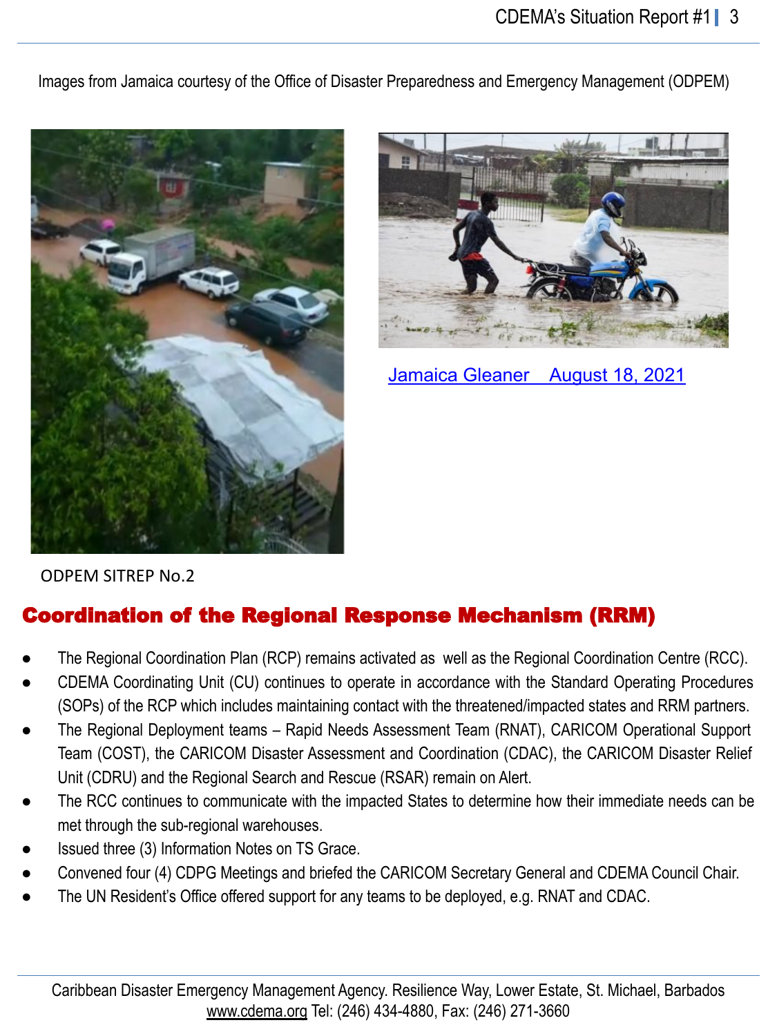Images from Jamaica courtesy of the Office of Disaster Preparedness and Emergency Management (ODPEM)

[Jamaica Gleaner August 18, 2021]

ODPEM SITREP No.2

## Coordination of the Regional Response Mechanism (RRM)

- The Regional Coordination Plan (RCP) remains activated as well as the Regional Coordination Centre (RCC).
- CDEMA Coordinating Unit (CU) continues to operate in accordance with the Standard Operating Procedures (SOPs) of the RCP which includes maintaining contact with the threatened/impacted states and RRM partners.
- The Regional Deployment teams – Rapid Needs Assessment Team (RNAT), CARICOM Operational Support Team (COST), the CARICOM Disaster Assessment and Coordination (CDAC), the CARICOM Disaster Relief Unit (CDRU) and the Regional Search and Rescue (RSAR) remain on Alert.
- The RCC continues to communicate with the impacted States to determine how their immediate needs can be met through the sub-regional warehouses.
- Issued three (3) Information Notes on TS Grace.
- Convened four (4) CDPG Meetings and briefed the CARICOM Secretary General and CDEMA Council Chair.
- The UN Resident's Office offered support for any teams to be deployed, e.g. RNAT and CDAC.

Caribbean Disaster Emergency Management Agency. Resilience Way, Lower Estate, St. Michael, Barbados
www.cdema.org Tel: (246) 434-4880, Fax: (246) 271-3660